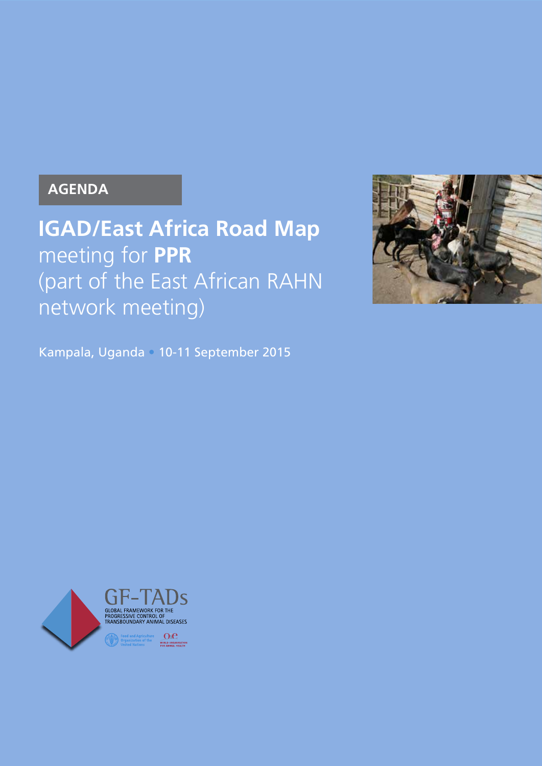AGENDA

# IGAD/East Africa Road Map meeting for PPR (part of the East African RAHN network meeting)

Kampala, Uganda • 10-11 September 2015

GF-TADs
GLOBAL FRAMEWORK FOR THE PROGRESSIVE CONTROL OF TRANSBOUNDARY ANIMAL DISEASES

Food and Agriculture Organization of the United Nations

OIE WORLD ORGANISATION FOR ANIMAL HEALTH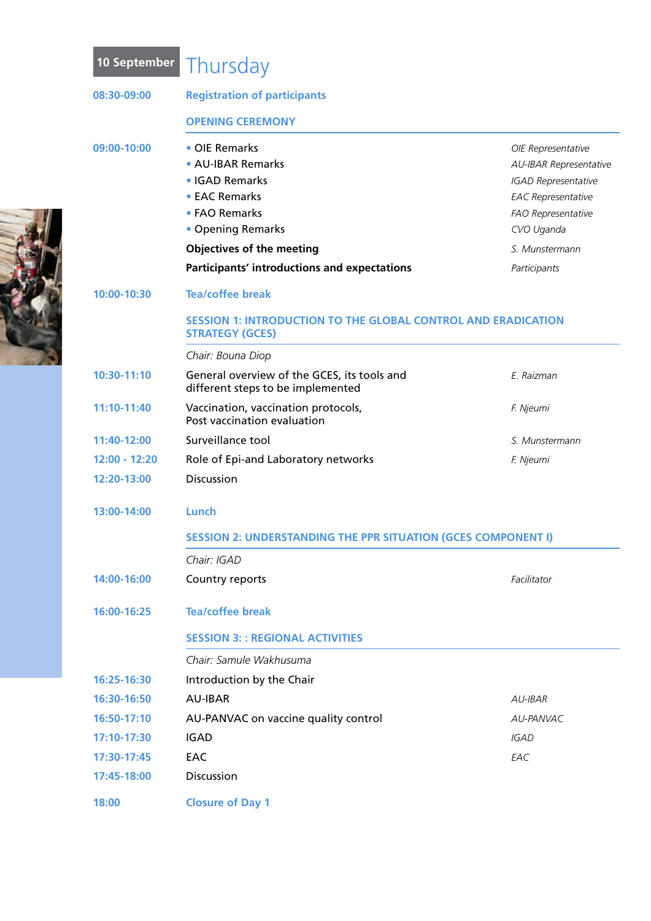# 10 September Thursday

| Time | Activity | Speaker |
|---|---|---|
| 08:30-09:00 | **Registration of participants** | |
| | **OPENING CEREMONY** | |
| 09:00-10:00 | • OIE Remarks | *OIE Representative* |
| | • AU-IBAR Remarks | *AU-IBAR Representative* |
| | • IGAD Remarks | *IGAD Representative* |
| | • EAC Remarks | *EAC Representative* |
| | • FAO Remarks | *FAO Representative* |
| | • Opening Remarks | *CVO Uganda* |
| | **Objectives of the meeting** | *S. Munstermann* |
| | **Participants' introductions and expectations** | *Participants* |
| 10:00-10:30 | **Tea/coffee break** | |
| | **SESSION 1: INTRODUCTION TO THE GLOBAL CONTROL AND ERADICATION STRATEGY (GCES)** | |
| | *Chair: Bouna Diop* | |
| 10:30-11:10 | General overview of the GCES, its tools and different steps to be implemented | *E. Raizman* |
| 11:10-11:40 | Vaccination, vaccination protocols, Post vaccination evaluation | *F. Njeumi* |
| 11:40-12:00 | Surveillance tool | *S. Munstermann* |
| 12:00 - 12:20 | Role of Epi-and Laboratory networks | *F. Njeumi* |
| 12:20-13:00 | Discussion | |
| 13:00-14:00 | **Lunch** | |
| | **SESSION 2: UNDERSTANDING THE PPR SITUATION (GCES COMPONENT I)** | |
| | *Chair: IGAD* | |
| 14:00-16:00 | Country reports | *Facilitator* |
| 16:00-16:25 | **Tea/coffee break** | |
| | **SESSION 3: : REGIONAL ACTIVITIES** | |
| | *Chair: Samule Wakhusuma* | |
| 16:25-16:30 | Introduction by the Chair | |
| 16:30-16:50 | AU-IBAR | *AU-IBAR* |
| 16:50-17:10 | AU-PANVAC on vaccine quality control | *AU-PANVAC* |
| 17:10-17:30 | IGAD | *IGAD* |
| 17:30-17:45 | EAC | *EAC* |
| 17:45-18:00 | Discussion | |
| 18:00 | **Closure of Day 1** | |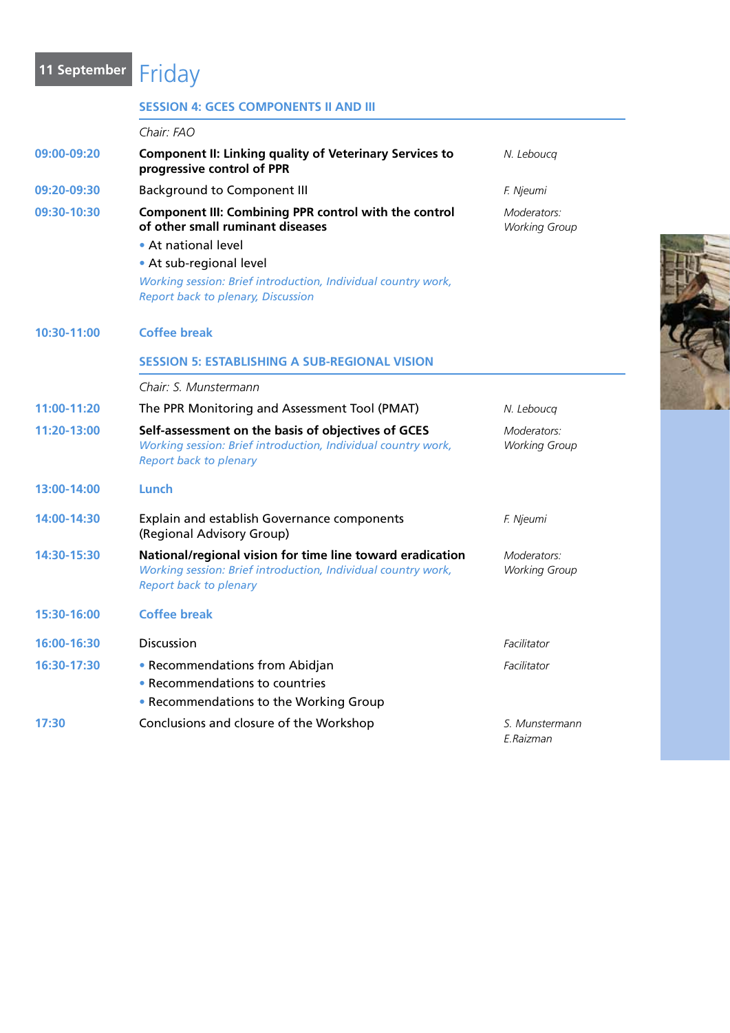# 11 September Friday

## SESSION 4: GCES COMPONENTS II AND III

*Chair: FAO*

| Time | Activity | Speaker |
|---|---|---|
| 09:00-09:20 | **Component II: Linking quality of Veterinary Services to progressive control of PPR** | *N. Leboucq* |
| 09:20-09:30 | Background to Component III | *F. Njeumi* |
| 09:30-10:30 | **Component III: Combining PPR control with the control of other small ruminant diseases**<br>• At national level<br>• At sub-regional level<br>*Working session: Brief introduction, Individual country work, Report back to plenary, Discussion* | *Moderators: Working Group* |
| 10:30-11:00 | **Coffee break** | |

## SESSION 5: ESTABLISHING A SUB-REGIONAL VISION

*Chair: S. Munstermann*

| Time | Activity | Speaker |
|---|---|---|
| 11:00-11:20 | The PPR Monitoring and Assessment Tool (PMAT) | *N. Leboucq* |
| 11:20-13:00 | **Self-assessment on the basis of objectives of GCES**<br>*Working session: Brief introduction, Individual country work, Report back to plenary* | *Moderators: Working Group* |
| 13:00-14:00 | **Lunch** | |
| 14:00-14:30 | Explain and establish Governance components (Regional Advisory Group) | *F. Njeumi* |
| 14:30-15:30 | **National/regional vision for time line toward eradication**<br>*Working session: Brief introduction, Individual country work, Report back to plenary* | *Moderators: Working Group* |
| 15:30-16:00 | **Coffee break** | |
| 16:00-16:30 | Discussion | *Facilitator* |
| 16:30-17:30 | • Recommendations from Abidjan<br>• Recommendations to countries<br>• Recommendations to the Working Group | *Facilitator* |
| 17:30 | Conclusions and closure of the Workshop | *S. Munstermann*<br>*E.Raizman* |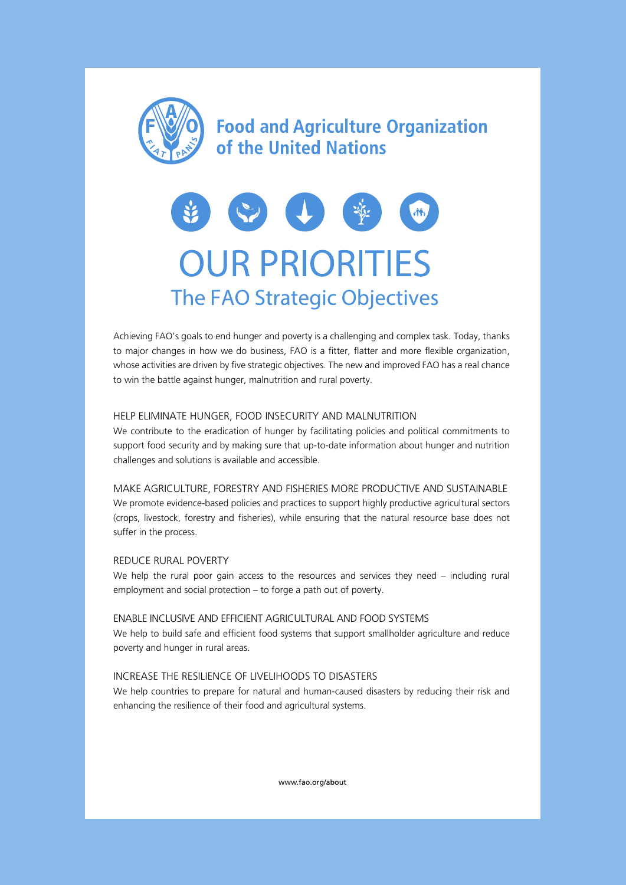**Food and Agriculture Organization of the United Nations**

# OUR PRIORITIES

## The FAO Strategic Objectives

Achieving FAO's goals to end hunger and poverty is a challenging and complex task. Today, thanks to major changes in how we do business, FAO is a fitter, flatter and more flexible organization, whose activities are driven by five strategic objectives. The new and improved FAO has a real chance to win the battle against hunger, malnutrition and rural poverty.

### HELP ELIMINATE HUNGER, FOOD INSECURITY AND MALNUTRITION

We contribute to the eradication of hunger by facilitating policies and political commitments to support food security and by making sure that up-to-date information about hunger and nutrition challenges and solutions is available and accessible.

### MAKE AGRICULTURE, FORESTRY AND FISHERIES MORE PRODUCTIVE AND SUSTAINABLE

We promote evidence-based policies and practices to support highly productive agricultural sectors (crops, livestock, forestry and fisheries), while ensuring that the natural resource base does not suffer in the process.

### REDUCE RURAL POVERTY

We help the rural poor gain access to the resources and services they need – including rural employment and social protection – to forge a path out of poverty.

### ENABLE INCLUSIVE AND EFFICIENT AGRICULTURAL AND FOOD SYSTEMS

We help to build safe and efficient food systems that support smallholder agriculture and reduce poverty and hunger in rural areas.

### INCREASE THE RESILIENCE OF LIVELIHOODS TO DISASTERS

We help countries to prepare for natural and human-caused disasters by reducing their risk and enhancing the resilience of their food and agricultural systems.

www.fao.org/about